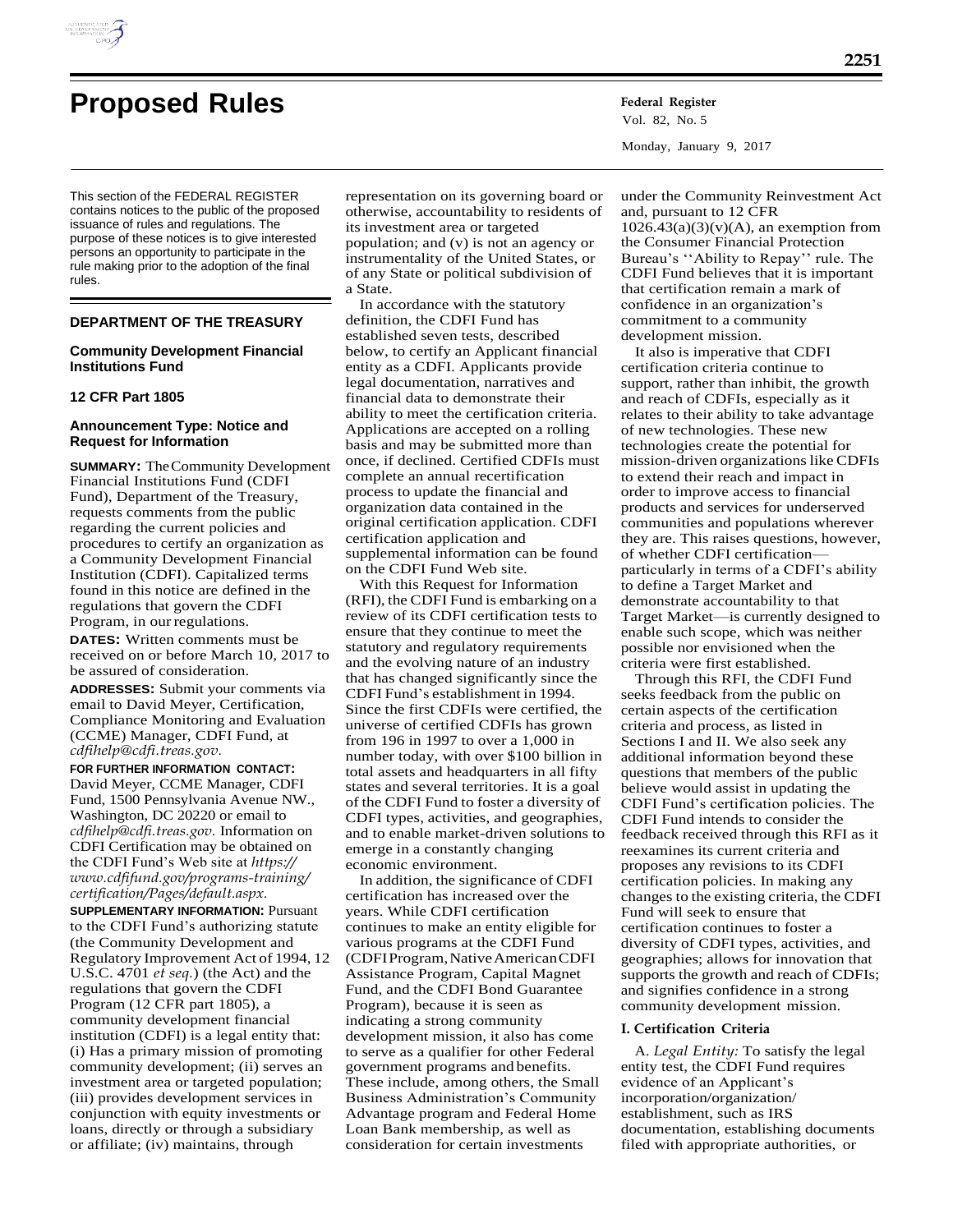# Proposed Rules

This section of the FEDERAL REGISTER contains notices to the public of the proposed issuance of rules and regulations. The purpose of these notices is to give interested persons an opportunity to participate in the rule making prior to the adoption of the final rules.

## DEPARTMENT OF THE TREASURY

### Community Development Financial Institutions Fund

### 12 CFR Part 1805

### Announcement Type: Notice and Request for Information

**SUMMARY:** The Community Development Financial Institutions Fund (CDFI Fund), Department of the Treasury, requests comments from the public regarding the current policies and procedures to certify an organization as a Community Development Financial Institution (CDFI). Capitalized terms found in this notice are defined in the regulations that govern the CDFI Program, in our regulations.

**DATES:** Written comments must be received on or before March 10, 2017 to be assured of consideration.

**ADDRESSES:** Submit your comments via email to David Meyer, Certification, Compliance Monitoring and Evaluation (CCME) Manager, CDFI Fund, at *cdfihelp@cdfi.treas.gov.*

**FOR FURTHER INFORMATION CONTACT:** David Meyer, CCME Manager, CDFI Fund, 1500 Pennsylvania Avenue NW., Washington, DC 20220 or email to *cdfihelp@cdfi.treas.gov.* Information on CDFI Certification may be obtained on the CDFI Fund's Web site at *https://www.cdfifund.gov/programs-training/certification/Pages/default.aspx.*

**SUPPLEMENTARY INFORMATION:** Pursuant to the CDFI Fund's authorizing statute (the Community Development and Regulatory Improvement Act of 1994, 12 U.S.C. 4701 *et seq.*) (the Act) and the regulations that govern the CDFI Program (12 CFR part 1805), a community development financial institution (CDFI) is a legal entity that: (i) Has a primary mission of promoting community development; (ii) serves an investment area or targeted population; (iii) provides development services in conjunction with equity investments or loans, directly or through a subsidiary or affiliate; (iv) maintains, through representation on its governing board or otherwise, accountability to residents of its investment area or targeted population; and (v) is not an agency or instrumentality of the United States, or of any State or political subdivision of a State.

In accordance with the statutory definition, the CDFI Fund has established seven tests, described below, to certify an Applicant financial entity as a CDFI. Applicants provide legal documentation, narratives and financial data to demonstrate their ability to meet the certification criteria. Applications are accepted on a rolling basis and may be submitted more than once, if declined. Certified CDFIs must complete an annual recertification process to update the financial and organization data contained in the original certification application. CDFI certification application and supplemental information can be found on the CDFI Fund Web site.

With this Request for Information (RFI), the CDFI Fund is embarking on a review of its CDFI certification tests to ensure that they continue to meet the statutory and regulatory requirements and the evolving nature of an industry that has changed significantly since the CDFI Fund's establishment in 1994. Since the first CDFIs were certified, the universe of certified CDFIs has grown from 196 in 1997 to over a 1,000 in number today, with over $100 billion in total assets and headquarters in all fifty states and several territories. It is a goal of the CDFI Fund to foster a diversity of CDFI types, activities, and geographies, and to enable market-driven solutions to emerge in a constantly changing economic environment.

In addition, the significance of CDFI certification has increased over the years. While CDFI certification continues to make an entity eligible for various programs at the CDFI Fund (CDFI Program, Native American CDFI Assistance Program, Capital Magnet Fund, and the CDFI Bond Guarantee Program), because it is seen as indicating a strong community development mission, it also has come to serve as a qualifier for other Federal government programs and benefits. These include, among others, the Small Business Administration's Community Advantage program and Federal Home Loan Bank membership, as well as consideration for certain investments under the Community Reinvestment Act and, pursuant to 12 CFR 1026.43(a)(3)(v)(A), an exemption from the Consumer Financial Protection Bureau's ''Ability to Repay'' rule. The CDFI Fund believes that it is important that certification remain a mark of confidence in an organization's commitment to a community development mission.

It also is imperative that CDFI certification criteria continue to support, rather than inhibit, the growth and reach of CDFIs, especially as it relates to their ability to take advantage of new technologies. These new technologies create the potential for mission-driven organizations like CDFIs to extend their reach and impact in order to improve access to financial products and services for underserved communities and populations wherever they are. This raises questions, however, of whether CDFI certification—particularly in terms of a CDFI's ability to define a Target Market and demonstrate accountability to that Target Market—is currently designed to enable such scope, which was neither possible nor envisioned when the criteria were first established.

Through this RFI, the CDFI Fund seeks feedback from the public on certain aspects of the certification criteria and process, as listed in Sections I and II. We also seek any additional information beyond these questions that members of the public believe would assist in updating the CDFI Fund's certification policies. The CDFI Fund intends to consider the feedback received through this RFI as it reexamines its current criteria and proposes any revisions to its CDFI certification policies. In making any changes to the existing criteria, the CDFI Fund will seek to ensure that certification continues to foster a diversity of CDFI types, activities, and geographies; allows for innovation that supports the growth and reach of CDFIs; and signifies confidence in a strong community development mission.

#### I. Certification Criteria

A. *Legal Entity:* To satisfy the legal entity test, the CDFI Fund requires evidence of an Applicant's incorporation/organization/establishment, such as IRS documentation, establishing documents filed with appropriate authorities, or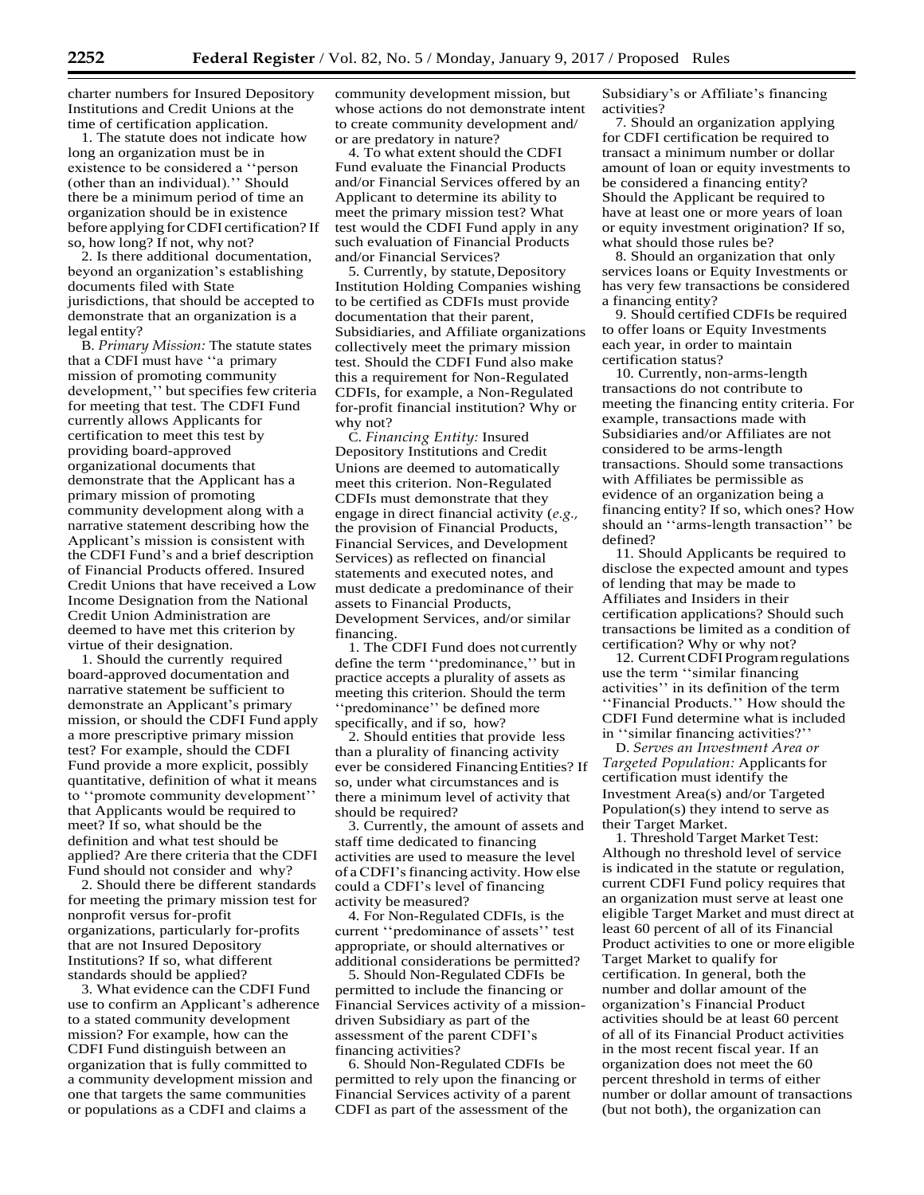charter numbers for Insured Depository Institutions and Credit Unions at the time of certification application.

1. The statute does not indicate how long an organization must be in existence to be considered a ''person (other than an individual).'' Should there be a minimum period of time an organization should be in existence before applying for CDFI certification? If so, how long? If not, why not?

2. Is there additional documentation, beyond an organization's establishing documents filed with State jurisdictions, that should be accepted to demonstrate that an organization is a legal entity?

B. *Primary Mission:* The statute states that a CDFI must have ''a primary mission of promoting community development,'' but specifies few criteria for meeting that test. The CDFI Fund currently allows Applicants for certification to meet this test by providing board-approved organizational documents that demonstrate that the Applicant has a primary mission of promoting community development along with a narrative statement describing how the Applicant's mission is consistent with the CDFI Fund's and a brief description of Financial Products offered. Insured Credit Unions that have received a Low Income Designation from the National Credit Union Administration are deemed to have met this criterion by virtue of their designation.

1. Should the currently required board-approved documentation and narrative statement be sufficient to demonstrate an Applicant's primary mission, or should the CDFI Fund apply a more prescriptive primary mission test? For example, should the CDFI Fund provide a more explicit, possibly quantitative, definition of what it means to ''promote community development'' that Applicants would be required to meet? If so, what should be the definition and what test should be applied? Are there criteria that the CDFI Fund should not consider and why?

2. Should there be different standards for meeting the primary mission test for nonprofit versus for-profit organizations, particularly for-profits that are not Insured Depository Institutions? If so, what different standards should be applied?

3. What evidence can the CDFI Fund use to confirm an Applicant's adherence to a stated community development mission? For example, how can the CDFI Fund distinguish between an organization that is fully committed to a community development mission and one that targets the same communities or populations as a CDFI and claims a community development mission, but whose actions do not demonstrate intent to create community development and/or are predatory in nature?

4. To what extent should the CDFI Fund evaluate the Financial Products and/or Financial Services offered by an Applicant to determine its ability to meet the primary mission test? What test would the CDFI Fund apply in any such evaluation of Financial Products and/or Financial Services?

5. Currently, by statute, Depository Institution Holding Companies wishing to be certified as CDFIs must provide documentation that their parent, Subsidiaries, and Affiliate organizations collectively meet the primary mission test. Should the CDFI Fund also make this a requirement for Non-Regulated CDFIs, for example, a Non-Regulated for-profit financial institution? Why or why not?

C. *Financing Entity:* Insured Depository Institutions and Credit Unions are deemed to automatically meet this criterion. Non-Regulated CDFIs must demonstrate that they engage in direct financial activity (*e.g.,* the provision of Financial Products, Financial Services, and Development Services) as reflected on financial statements and executed notes, and must dedicate a predominance of their assets to Financial Products, Development Services, and/or similar financing.

1. The CDFI Fund does not currently define the term ''predominance,'' but in practice accepts a plurality of assets as meeting this criterion. Should the term ''predominance'' be defined more specifically, and if so, how?

2. Should entities that provide less than a plurality of financing activity ever be considered Financing Entities? If so, under what circumstances and is there a minimum level of activity that should be required?

3. Currently, the amount of assets and staff time dedicated to financing activities are used to measure the level of a CDFI's financing activity. How else could a CDFI's level of financing activity be measured?

4. For Non-Regulated CDFIs, is the current ''predominance of assets'' test appropriate, or should alternatives or additional considerations be permitted?

5. Should Non-Regulated CDFIs be permitted to include the financing or Financial Services activity of a mission-driven Subsidiary as part of the assessment of the parent CDFI's financing activities?

6. Should Non-Regulated CDFIs be permitted to rely upon the financing or Financial Services activity of a parent CDFI as part of the assessment of the Subsidiary's or Affiliate's financing activities?

7. Should an organization applying for CDFI certification be required to transact a minimum number or dollar amount of loan or equity investments to be considered a financing entity? Should the Applicant be required to have at least one or more years of loan or equity investment origination? If so, what should those rules be?

8. Should an organization that only services loans or Equity Investments or has very few transactions be considered a financing entity?

9. Should certified CDFIs be required to offer loans or Equity Investments each year, in order to maintain certification status?

10. Currently, non-arms-length transactions do not contribute to meeting the financing entity criteria. For example, transactions made with Subsidiaries and/or Affiliates are not considered to be arms-length transactions. Should some transactions with Affiliates be permissible as evidence of an organization being a financing entity? If so, which ones? How should an ''arms-length transaction'' be defined?

11. Should Applicants be required to disclose the expected amount and types of lending that may be made to Affiliates and Insiders in their certification applications? Should such transactions be limited as a condition of certification? Why or why not?

12. Current CDFI Program regulations use the term ''similar financing activities'' in its definition of the term ''Financial Products.'' How should the CDFI Fund determine what is included in ''similar financing activities?''

D. *Serves an Investment Area or Targeted Population:* Applicants for certification must identify the Investment Area(s) and/or Targeted Population(s) they intend to serve as their Target Market.

1. Threshold Target Market Test: Although no threshold level of service is indicated in the statute or regulation, current CDFI Fund policy requires that an organization must serve at least one eligible Target Market and must direct at least 60 percent of all of its Financial Product activities to one or more eligible Target Market to qualify for certification. In general, both the number and dollar amount of the organization's Financial Product activities should be at least 60 percent of all of its Financial Product activities in the most recent fiscal year. If an organization does not meet the 60 percent threshold in terms of either number or dollar amount of transactions (but not both), the organization can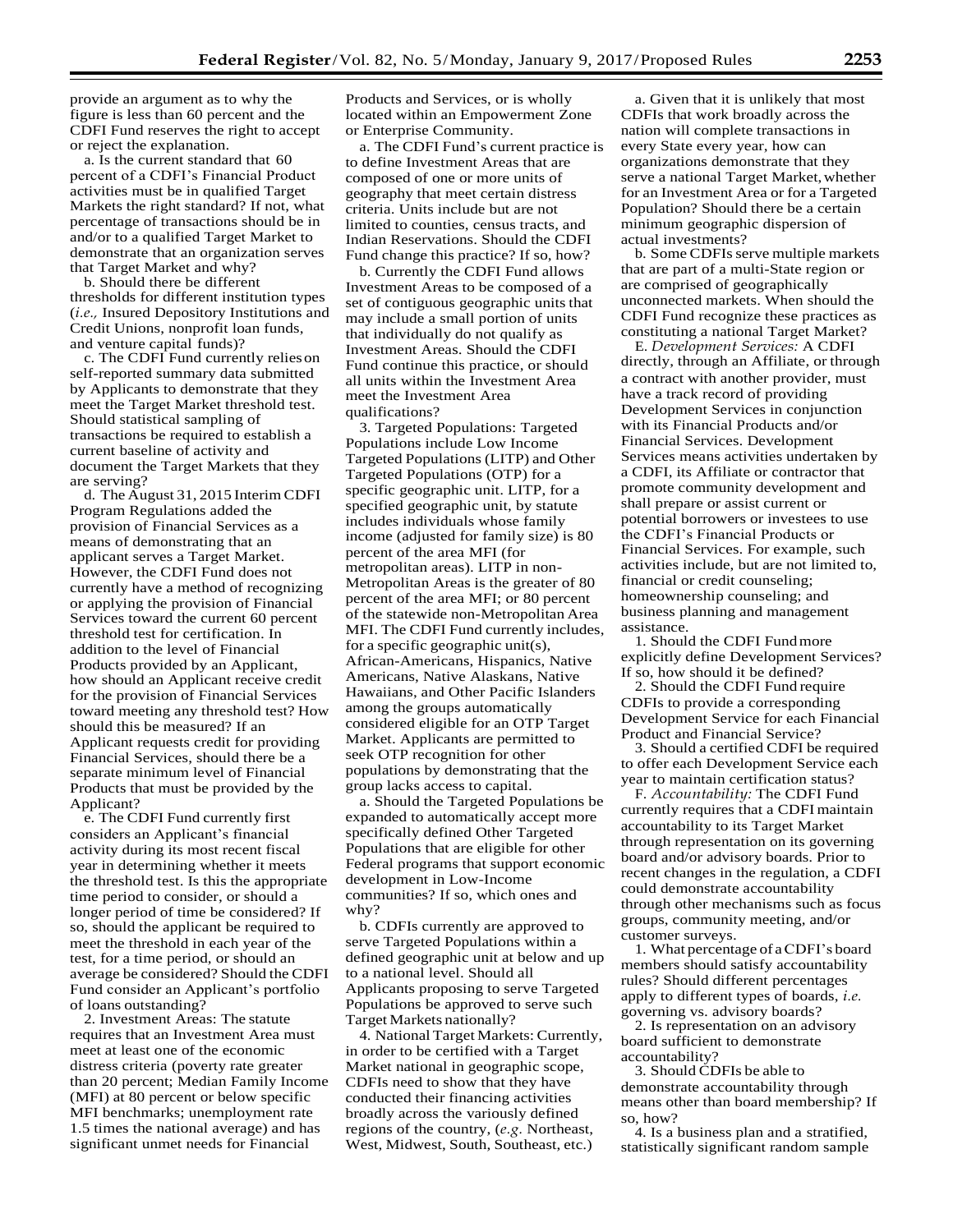provide an argument as to why the figure is less than 60 percent and the CDFI Fund reserves the right to accept or reject the explanation.

a. Is the current standard that 60 percent of a CDFI's Financial Product activities must be in qualified Target Markets the right standard? If not, what percentage of transactions should be in and/or to a qualified Target Market to demonstrate that an organization serves that Target Market and why?

b. Should there be different thresholds for different institution types (*i.e.,* Insured Depository Institutions and Credit Unions, nonprofit loan funds, and venture capital funds)?

c. The CDFI Fund currently relies on self-reported summary data submitted by Applicants to demonstrate that they meet the Target Market threshold test. Should statistical sampling of transactions be required to establish a current baseline of activity and document the Target Markets that they are serving?

d. The August 31, 2015 Interim CDFI Program Regulations added the provision of Financial Services as a means of demonstrating that an applicant serves a Target Market. However, the CDFI Fund does not currently have a method of recognizing or applying the provision of Financial Services toward the current 60 percent threshold test for certification. In addition to the level of Financial Products provided by an Applicant, how should an Applicant receive credit for the provision of Financial Services toward meeting any threshold test? How should this be measured? If an Applicant requests credit for providing Financial Services, should there be a separate minimum level of Financial Products that must be provided by the Applicant?

e. The CDFI Fund currently first considers an Applicant's financial activity during its most recent fiscal year in determining whether it meets the threshold test. Is this the appropriate time period to consider, or should a longer period of time be considered? If so, should the applicant be required to meet the threshold in each year of the test, for a time period, or should an average be considered? Should the CDFI Fund consider an Applicant's portfolio of loans outstanding?

2. Investment Areas: The statute requires that an Investment Area must meet at least one of the economic distress criteria (poverty rate greater than 20 percent; Median Family Income (MFI) at 80 percent or below specific MFI benchmarks; unemployment rate 1.5 times the national average) and has significant unmet needs for Financial Products and Services, or is wholly located within an Empowerment Zone or Enterprise Community.

a. The CDFI Fund's current practice is to define Investment Areas that are composed of one or more units of geography that meet certain distress criteria. Units include but are not limited to counties, census tracts, and Indian Reservations. Should the CDFI Fund change this practice? If so, how?

b. Currently the CDFI Fund allows Investment Areas to be composed of a set of contiguous geographic units that may include a small portion of units that individually do not qualify as Investment Areas. Should the CDFI Fund continue this practice, or should all units within the Investment Area meet the Investment Area qualifications?

3. Targeted Populations: Targeted Populations include Low Income Targeted Populations (LITP) and Other Targeted Populations (OTP) for a specific geographic unit. LITP, for a specified geographic unit, by statute includes individuals whose family income (adjusted for family size) is 80 percent of the area MFI (for metropolitan areas). LITP in non-Metropolitan Areas is the greater of 80 percent of the area MFI; or 80 percent of the statewide non-Metropolitan Area MFI. The CDFI Fund currently includes, for a specific geographic unit(s), African-Americans, Hispanics, Native Americans, Native Alaskans, Native Hawaiians, and Other Pacific Islanders among the groups automatically considered eligible for an OTP Target Market. Applicants are permitted to seek OTP recognition for other populations by demonstrating that the group lacks access to capital.

a. Should the Targeted Populations be expanded to automatically accept more specifically defined Other Targeted Populations that are eligible for other Federal programs that support economic development in Low-Income communities? If so, which ones and why?

b. CDFIs currently are approved to serve Targeted Populations within a defined geographic unit at below and up to a national level. Should all Applicants proposing to serve Targeted Populations be approved to serve such Target Markets nationally?

4. National Target Markets: Currently, in order to be certified with a Target Market national in geographic scope, CDFIs need to show that they have conducted their financing activities broadly across the variously defined regions of the country, (*e.g.* Northeast, West, Midwest, South, Southeast, etc.)

a. Given that it is unlikely that most CDFIs that work broadly across the nation will complete transactions in every State every year, how can organizations demonstrate that they serve a national Target Market, whether for an Investment Area or for a Targeted Population? Should there be a certain minimum geographic dispersion of actual investments?

b. Some CDFIs serve multiple markets that are part of a multi-State region or are comprised of geographically unconnected markets. When should the CDFI Fund recognize these practices as constituting a national Target Market?

E. *Development Services:* A CDFI directly, through an Affiliate, or through a contract with another provider, must have a track record of providing Development Services in conjunction with its Financial Products and/or Financial Services. Development Services means activities undertaken by a CDFI, its Affiliate or contractor that promote community development and shall prepare or assist current or potential borrowers or investees to use the CDFI's Financial Products or Financial Services. For example, such activities include, but are not limited to, financial or credit counseling; homeownership counseling; and business planning and management assistance.

1. Should the CDFI Fund more explicitly define Development Services? If so, how should it be defined?

2. Should the CDFI Fund require CDFIs to provide a corresponding Development Service for each Financial Product and Financial Service?

3. Should a certified CDFI be required to offer each Development Service each year to maintain certification status?

F. *Accountability:* The CDFI Fund currently requires that a CDFI maintain accountability to its Target Market through representation on its governing board and/or advisory boards. Prior to recent changes in the regulation, a CDFI could demonstrate accountability through other mechanisms such as focus groups, community meeting, and/or customer surveys.

1. What percentage of a CDFI's board members should satisfy accountability rules? Should different percentages apply to different types of boards, *i.e.* governing vs. advisory boards?

2. Is representation on an advisory board sufficient to demonstrate accountability?

3. Should CDFIs be able to demonstrate accountability through means other than board membership? If so, how?

4. Is a business plan and a stratified, statistically significant random sample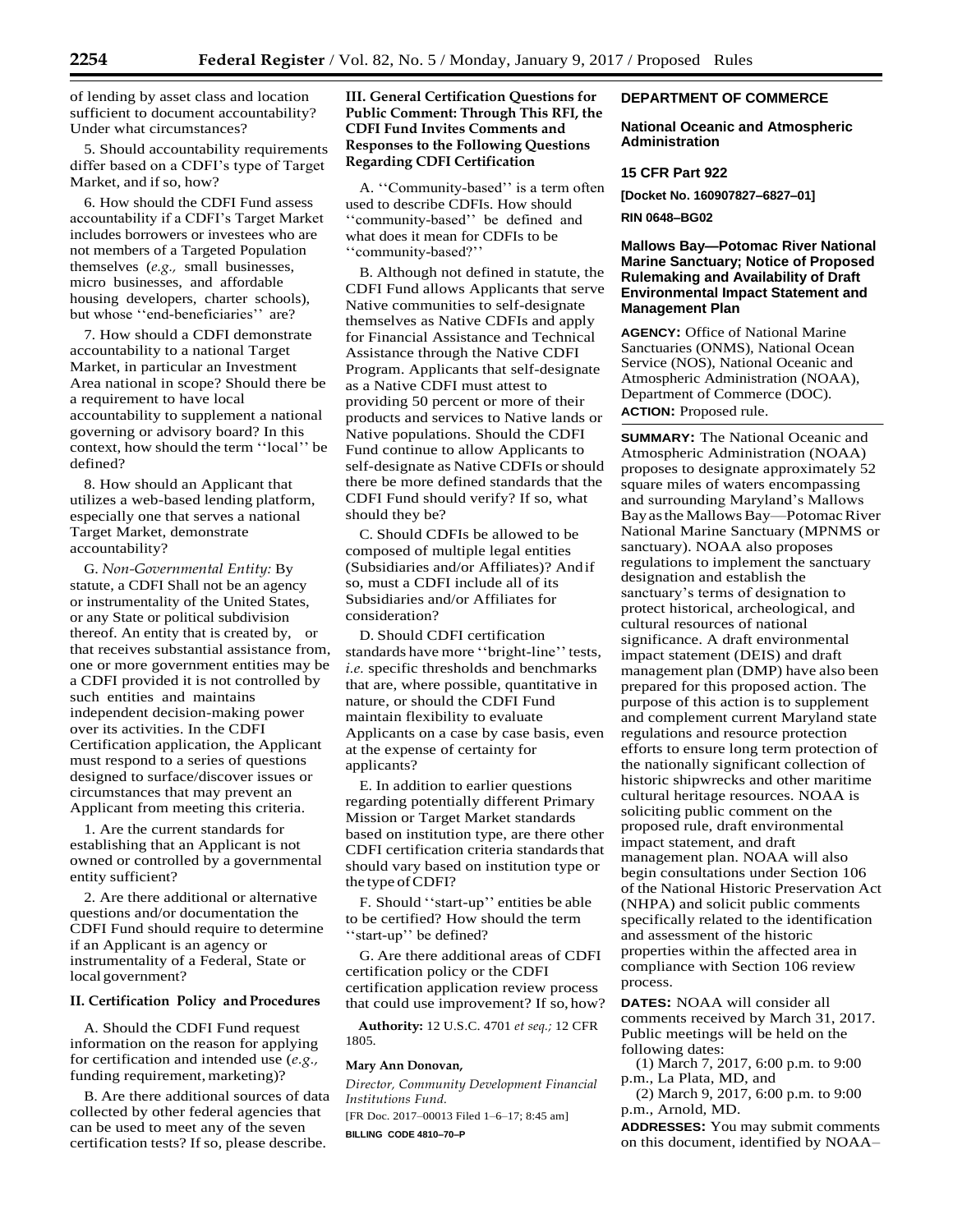of lending by asset class and location sufficient to document accountability? Under what circumstances?

5. Should accountability requirements differ based on a CDFI's type of Target Market, and if so, how?

6. How should the CDFI Fund assess accountability if a CDFI's Target Market includes borrowers or investees who are not members of a Targeted Population themselves (*e.g.,* small businesses, micro businesses, and affordable housing developers, charter schools), but whose ''end-beneficiaries'' are?

7. How should a CDFI demonstrate accountability to a national Target Market, in particular an Investment Area national in scope? Should there be a requirement to have local accountability to supplement a national governing or advisory board? In this context, how should the term ''local'' be defined?

8. How should an Applicant that utilizes a web-based lending platform, especially one that serves a national Target Market, demonstrate accountability?

G. *Non-Governmental Entity:* By statute, a CDFI Shall not be an agency or instrumentality of the United States, or any State or political subdivision thereof. An entity that is created by, or that receives substantial assistance from, one or more government entities may be a CDFI provided it is not controlled by such entities and maintains independent decision-making power over its activities. In the CDFI Certification application, the Applicant must respond to a series of questions designed to surface/discover issues or circumstances that may prevent an Applicant from meeting this criteria.

1. Are the current standards for establishing that an Applicant is not owned or controlled by a governmental entity sufficient?

2. Are there additional or alternative questions and/or documentation the CDFI Fund should require to determine if an Applicant is an agency or instrumentality of a Federal, State or local government?

## II. Certification Policy and Procedures

A. Should the CDFI Fund request information on the reason for applying for certification and intended use (*e.g.,* funding requirement, marketing)?

B. Are there additional sources of data collected by other federal agencies that can be used to meet any of the seven certification tests? If so, please describe.

## III. General Certification Questions for Public Comment: Through This RFI, the CDFI Fund Invites Comments and Responses to the Following Questions Regarding CDFI Certification

A. ''Community-based'' is a term often used to describe CDFIs. How should ''community-based'' be defined and what does it mean for CDFIs to be ''community-based?''

B. Although not defined in statute, the CDFI Fund allows Applicants that serve Native communities to self-designate themselves as Native CDFIs and apply for Financial Assistance and Technical Assistance through the Native CDFI Program. Applicants that self-designate as a Native CDFI must attest to providing 50 percent or more of their products and services to Native lands or Native populations. Should the CDFI Fund continue to allow Applicants to self-designate as Native CDFIs or should there be more defined standards that the CDFI Fund should verify? If so, what should they be?

C. Should CDFIs be allowed to be composed of multiple legal entities (Subsidiaries and/or Affiliates)? And if so, must a CDFI include all of its Subsidiaries and/or Affiliates for consideration?

D. Should CDFI certification standards have more ''bright-line'' tests, *i.e.* specific thresholds and benchmarks that are, where possible, quantitative in nature, or should the CDFI Fund maintain flexibility to evaluate Applicants on a case by case basis, even at the expense of certainty for applicants?

E. In addition to earlier questions regarding potentially different Primary Mission or Target Market standards based on institution type, are there other CDFI certification criteria standards that should vary based on institution type or the type of CDFI?

F. Should ''start-up'' entities be able to be certified? How should the term ''start-up'' be defined?

G. Are there additional areas of CDFI certification policy or the CDFI certification application review process that could use improvement? If so, how?

**Authority:** 12 U.S.C. 4701 *et seq.;* 12 CFR 1805.

**Mary Ann Donovan,**

*Director, Community Development Financial Institutions Fund.*

[FR Doc. 2017–00013 Filed 1–6–17; 8:45 am]

BILLING CODE 4810–70–P

**DEPARTMENT OF COMMERCE**

**National Oceanic and Atmospheric Administration**

**15 CFR Part 922**

**[Docket No. 160907827–6827–01]**

**RIN 0648–BG02**

## Mallows Bay—Potomac River National Marine Sanctuary; Notice of Proposed Rulemaking and Availability of Draft Environmental Impact Statement and Management Plan

**AGENCY:** Office of National Marine Sanctuaries (ONMS), National Ocean Service (NOS), National Oceanic and Atmospheric Administration (NOAA), Department of Commerce (DOC).

**ACTION:** Proposed rule.

**SUMMARY:** The National Oceanic and Atmospheric Administration (NOAA) proposes to designate approximately 52 square miles of waters encompassing and surrounding Maryland's Mallows Bay as the Mallows Bay—Potomac River National Marine Sanctuary (MPNMS or sanctuary). NOAA also proposes regulations to implement the sanctuary designation and establish the sanctuary's terms of designation to protect historical, archeological, and cultural resources of national significance. A draft environmental impact statement (DEIS) and draft management plan (DMP) have also been prepared for this proposed action. The purpose of this action is to supplement and complement current Maryland state regulations and resource protection efforts to ensure long term protection of the nationally significant collection of historic shipwrecks and other maritime cultural heritage resources. NOAA is soliciting public comment on the proposed rule, draft environmental impact statement, and draft management plan. NOAA will also begin consultations under Section 106 of the National Historic Preservation Act (NHPA) and solicit public comments specifically related to the identification and assessment of the historic properties within the affected area in compliance with Section 106 review process.

**DATES:** NOAA will consider all comments received by March 31, 2017. Public meetings will be held on the following dates:

(1) March 7, 2017, 6:00 p.m. to 9:00 p.m., La Plata, MD, and

(2) March 9, 2017, 6:00 p.m. to 9:00 p.m., Arnold, MD.

**ADDRESSES:** You may submit comments on this document, identified by NOAA–